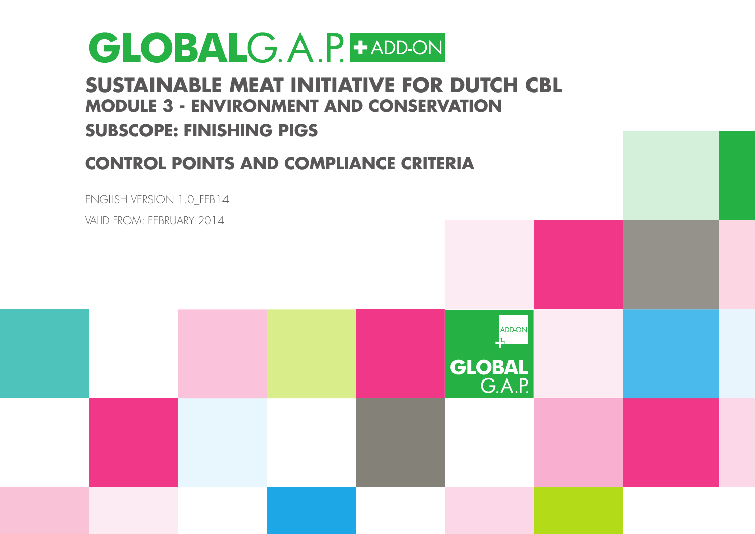# GLOBALG.A.P. + ADD-ON

## SUSTAINABLE MEAT INITIATIVE FOR DUTCH CBL

### MODULE 3 - ENVIRONMENT AND CONSERVATION

### SUBSCOPE: FINISHING PIGS

## CONTROL POINTS AND COMPLIANCE CRITERIA

ENGLISH VERSION 1.0_FEB14

VALID FROM: FEBRUARY 2014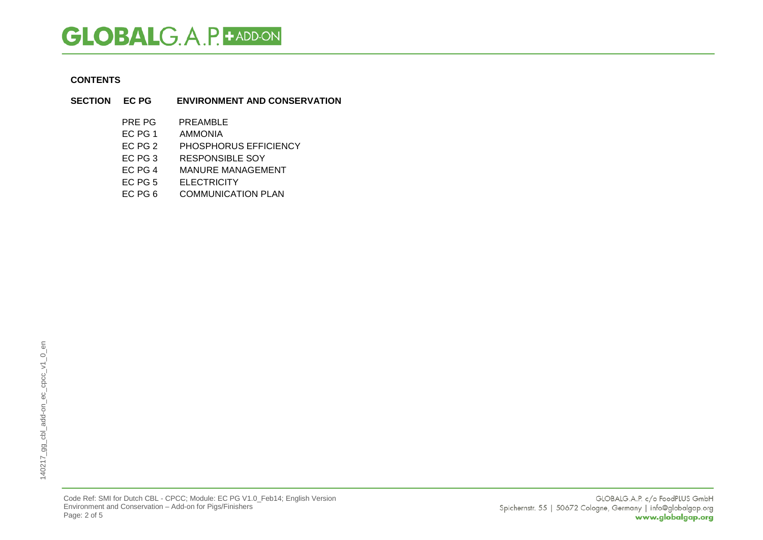**CONTENTS**

| SECTION | EC PG | ENVIRONMENT AND CONSERVATION |
|---|---|---|
| | PRE PG | PREAMBLE |
| | EC PG 1 | AMMONIA |
| | EC PG 2 | PHOSPHORUS EFFICIENCY |
| | EC PG 3 | RESPONSIBLE SOY |
| | EC PG 4 | MANURE MANAGEMENT |
| | EC PG 5 | ELECTRICITY |
| | EC PG 6 | COMMUNICATION PLAN |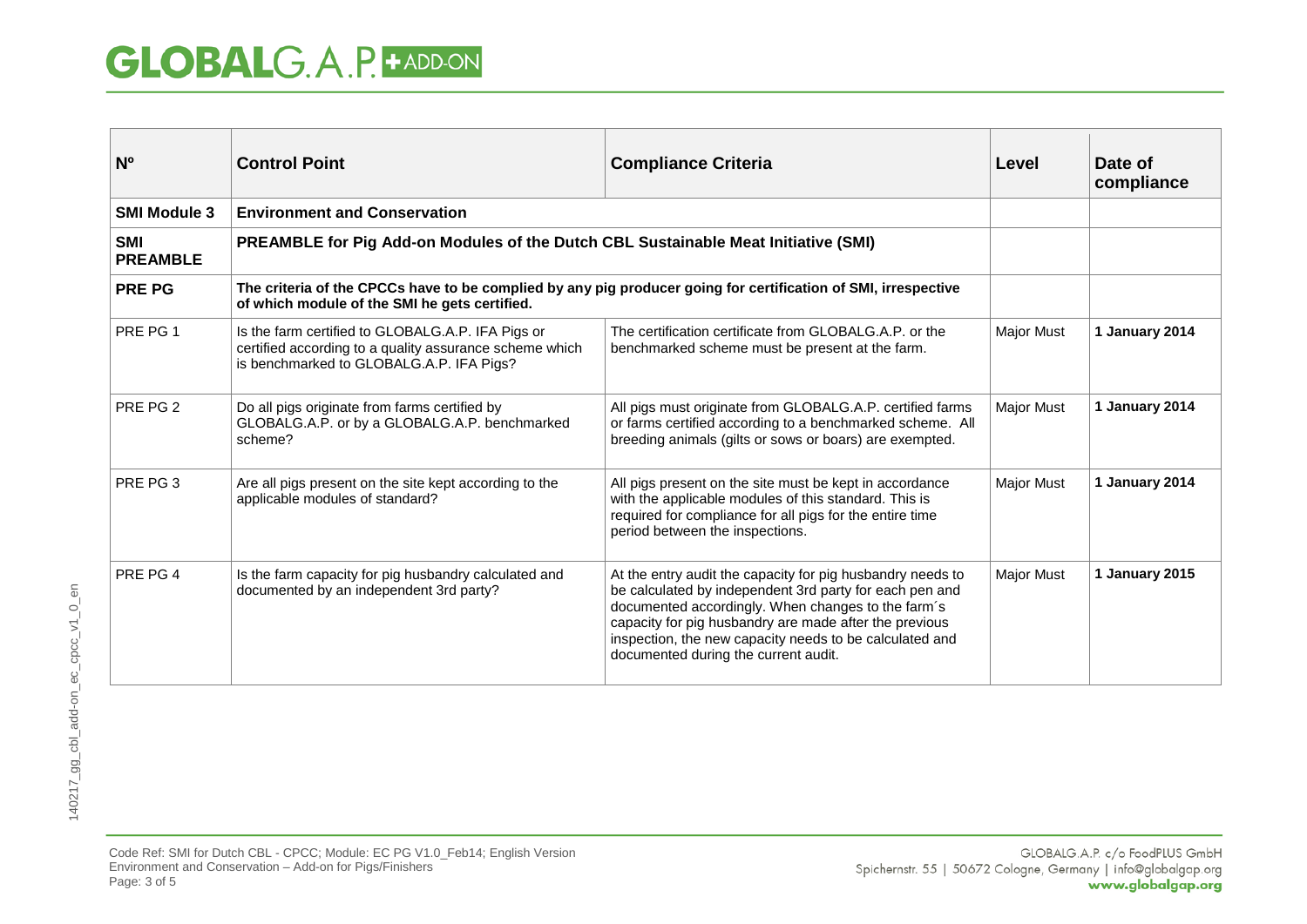| Nº | Control Point | Compliance Criteria | Level | Date of compliance |
|---|---|---|---|---|
| **SMI Module 3** | **Environment and Conservation** | | | |
| **SMI PREAMBLE** | **PREAMBLE for Pig Add-on Modules of the Dutch CBL Sustainable Meat Initiative (SMI)** | | | |
| **PRE PG** | **The criteria of the CPCCs have to be complied by any pig producer going for certification of SMI, irrespective of which module of the SMI he gets certified.** | | | |
| PRE PG 1 | Is the farm certified to GLOBALG.A.P. IFA Pigs or certified according to a quality assurance scheme which is benchmarked to GLOBALG.A.P. IFA Pigs? | The certification certificate from GLOBALG.A.P. or the benchmarked scheme must be present at the farm. | Major Must | **1 January 2014** |
| PRE PG 2 | Do all pigs originate from farms certified by GLOBALG.A.P. or by a GLOBALG.A.P. benchmarked scheme? | All pigs must originate from GLOBALG.A.P. certified farms or farms certified according to a benchmarked scheme. All breeding animals (gilts or sows or boars) are exempted. | Major Must | **1 January 2014** |
| PRE PG 3 | Are all pigs present on the site kept according to the applicable modules of standard? | All pigs present on the site must be kept in accordance with the applicable modules of this standard. This is required for compliance for all pigs for the entire time period between the inspections. | Major Must | **1 January 2014** |
| PRE PG 4 | Is the farm capacity for pig husbandry calculated and documented by an independent 3rd party? | At the entry audit the capacity for pig husbandry needs to be calculated by independent 3rd party for each pen and documented accordingly. When changes to the farm´s capacity for pig husbandry are made after the previous inspection, the new capacity needs to be calculated and documented during the current audit. | Major Must | **1 January 2015** |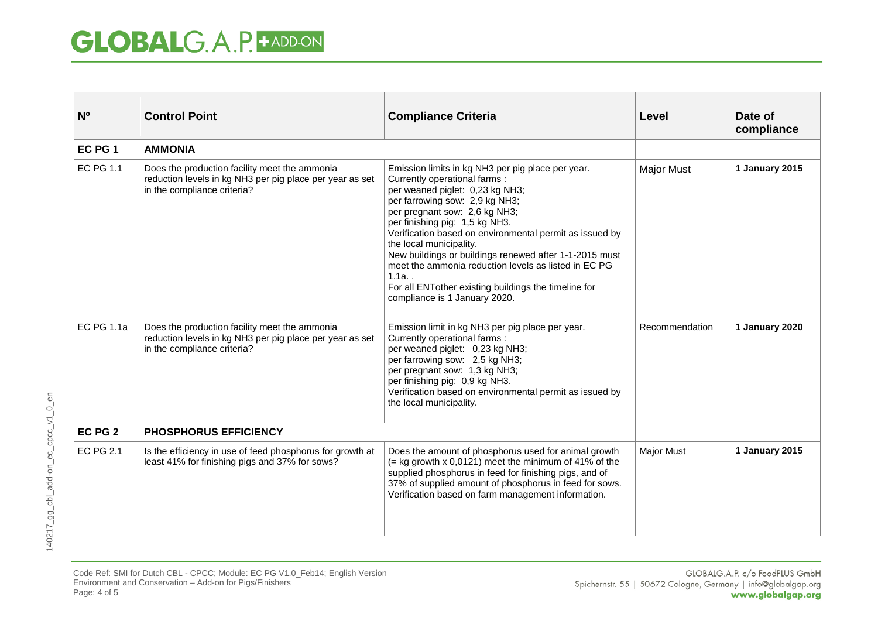| Nº | Control Point | Compliance Criteria | Level | Date of compliance |
|---|---|---|---|---|
| **EC PG 1** | **AMMONIA** | | | |
| EC PG 1.1 | Does the production facility meet the ammonia reduction levels in kg $NH_3$ per pig place per year as set in the compliance criteria? | Emission limits in kg $NH_3$ per pig place per year.<br>Currently operational farms :<br>per weaned piglet: 0,23 kg $NH_3$;<br>per farrowing sow: 2,9 kg $NH_3$;<br>per pregnant sow: 2,6 kg $NH_3$;<br>per finishing pig: 1,5 kg $NH_3$.<br>Verification based on environmental permit as issued by the local municipality.<br>New buildings or buildings renewed after 1-1-2015 must meet the ammonia reduction levels as listed in EC PG 1.1a. .<br>For all ENTother existing buildings the timeline for compliance is 1 January 2020. | Major Must | **1 January 2015** |
| EC PG 1.1a | Does the production facility meet the ammonia reduction levels in kg $NH_3$ per pig place per year as set in the compliance criteria? | Emission limit in kg $NH_3$ per pig place per year.<br>Currently operational farms :<br>per weaned piglet: 0,23 kg $NH_3$;<br>per farrowing sow: 2,5 kg $NH_3$;<br>per pregnant sow: 1,3 kg $NH_3$;<br>per finishing pig: 0,9 kg $NH_3$.<br>Verification based on environmental permit as issued by the local municipality. | Recommendation | **1 January 2020** |
| **EC PG 2** | **PHOSPHORUS EFFICIENCY** | | | |
| EC PG 2.1 | Is the efficiency in use of feed phosphorus for growth at least 41% for finishing pigs and 37% for sows? | Does the amount of phosphorus used for animal growth (= kg growth x 0,0121) meet the minimum of 41% of the supplied phosphorus in feed for finishing pigs, and of 37% of supplied amount of phosphorus in feed for sows.<br>Verification based on farm management information. | Major Must | **1 January 2015** |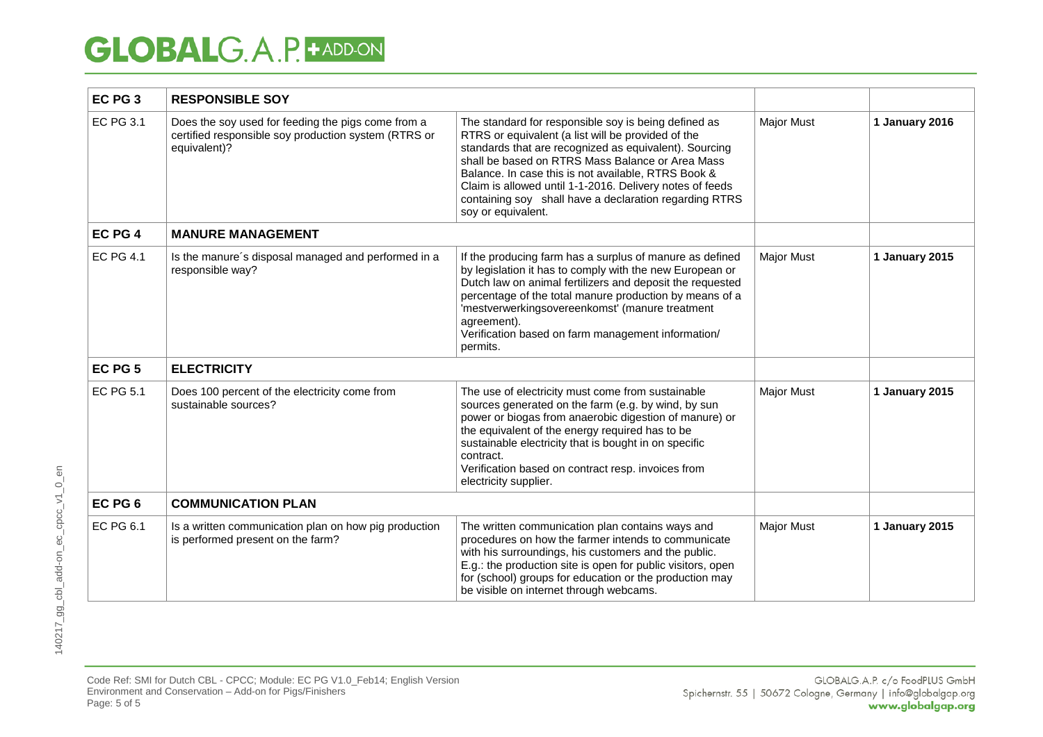| | | | | |
|---|---|---|---|---|
| **EC PG 3** | **RESPONSIBLE SOY** | | | |
| EC PG 3.1 | Does the soy used for feeding the pigs come from a certified responsible soy production system (RTRS or equivalent)? | The standard for responsible soy is being defined as RTRS or equivalent (a list will be provided of the standards that are recognized as equivalent). Sourcing shall be based on RTRS Mass Balance or Area Mass Balance. In case this is not available, RTRS Book & Claim is allowed until 1-1-2016. Delivery notes of feeds containing soy shall have a declaration regarding RTRS soy or equivalent. | Major Must | **1 January 2016** |
| **EC PG 4** | **MANURE MANAGEMENT** | | | |
| EC PG 4.1 | Is the manure´s disposal managed and performed in a responsible way? | If the producing farm has a surplus of manure as defined by legislation it has to comply with the new European or Dutch law on animal fertilizers and deposit the requested percentage of the total manure production by means of a 'mestverwerkingsovereenkomst' (manure treatment agreement).<br>Verification based on farm management information/ permits. | Major Must | **1 January 2015** |
| **EC PG 5** | **ELECTRICITY** | | | |
| EC PG 5.1 | Does 100 percent of the electricity come from sustainable sources? | The use of electricity must come from sustainable sources generated on the farm (e.g. by wind, by sun power or biogas from anaerobic digestion of manure) or the equivalent of the energy required has to be sustainable electricity that is bought in on specific contract.<br>Verification based on contract resp. invoices from electricity supplier. | Major Must | **1 January 2015** |
| **EC PG 6** | **COMMUNICATION PLAN** | | | |
| EC PG 6.1 | Is a written communication plan on how pig production is performed present on the farm? | The written communication plan contains ways and procedures on how the farmer intends to communicate with his surroundings, his customers and the public. E.g.: the production site is open for public visitors, open for (school) groups for education or the production may be visible on internet through webcams. | Major Must | **1 January 2015** |